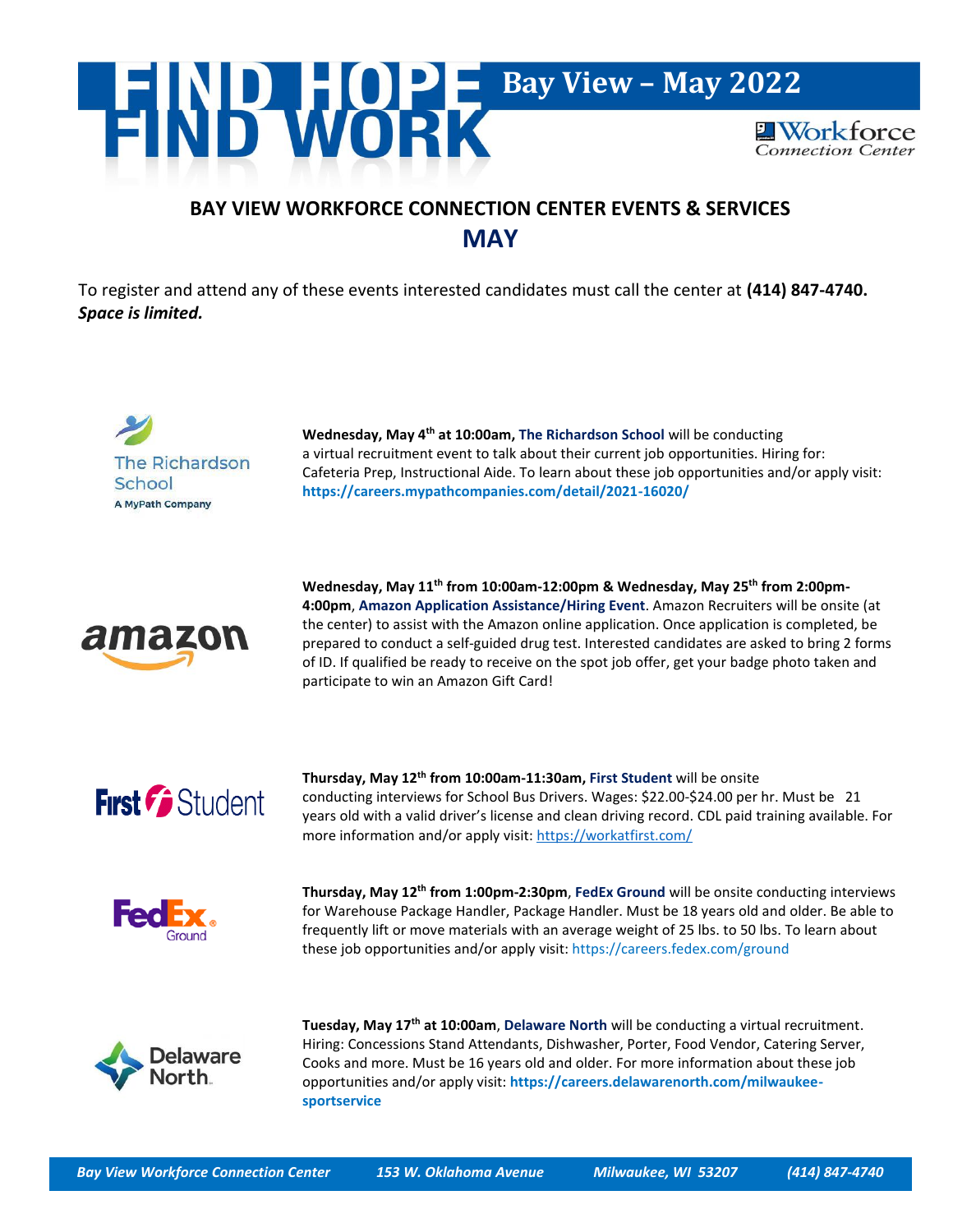# FIND HOPE FIND WORK

## Bay View – May 2022

Workforce Connection Center

## BAY VIEW WORKFORCE CONNECTION CENTER EVENTS & SERVICES

## MAY

To register and attend any of these events interested candidates must call the center at **(414) 847-4740.** ***Space is limited.***

**Wednesday, May 4th at 10:00am, The Richardson School** will be conducting a virtual recruitment event to talk about their current job opportunities. Hiring for: Cafeteria Prep, Instructional Aide. To learn about these job opportunities and/or apply visit: **https://careers.mypathcompanies.com/detail/2021-16020/**

**Wednesday, May 11th from 10:00am-12:00pm & Wednesday, May 25th from 2:00pm-4:00pm**, **Amazon Application Assistance/Hiring Event**. Amazon Recruiters will be onsite (at the center) to assist with the Amazon online application. Once application is completed, be prepared to conduct a self-guided drug test. Interested candidates are asked to bring 2 forms of ID. If qualified be ready to receive on the spot job offer, get your badge photo taken and participate to win an Amazon Gift Card!

**Thursday, May 12th from 10:00am-11:30am, First Student** will be onsite conducting interviews for School Bus Drivers. Wages: $22.00-$24.00 per hr. Must be 21 years old with a valid driver's license and clean driving record. CDL paid training available. For more information and/or apply visit: https://workatfirst.com/

**Thursday, May 12th from 1:00pm-2:30pm**, **FedEx Ground** will be onsite conducting interviews for Warehouse Package Handler, Package Handler. Must be 18 years old and older. Be able to frequently lift or move materials with an average weight of 25 lbs. to 50 lbs. To learn about these job opportunities and/or apply visit: https://careers.fedex.com/ground

**Tuesday, May 17th at 10:00am**, **Delaware North** will be conducting a virtual recruitment. Hiring: Concessions Stand Attendants, Dishwasher, Porter, Food Vendor, Catering Server, Cooks and more. Must be 16 years old and older. For more information about these job opportunities and/or apply visit: **https://careers.delawarenorth.com/milwaukee-sportservice**

*Bay View Workforce Connection Center | 153 W. Oklahoma Avenue | Milwaukee, WI 53207 | (414) 847-4740*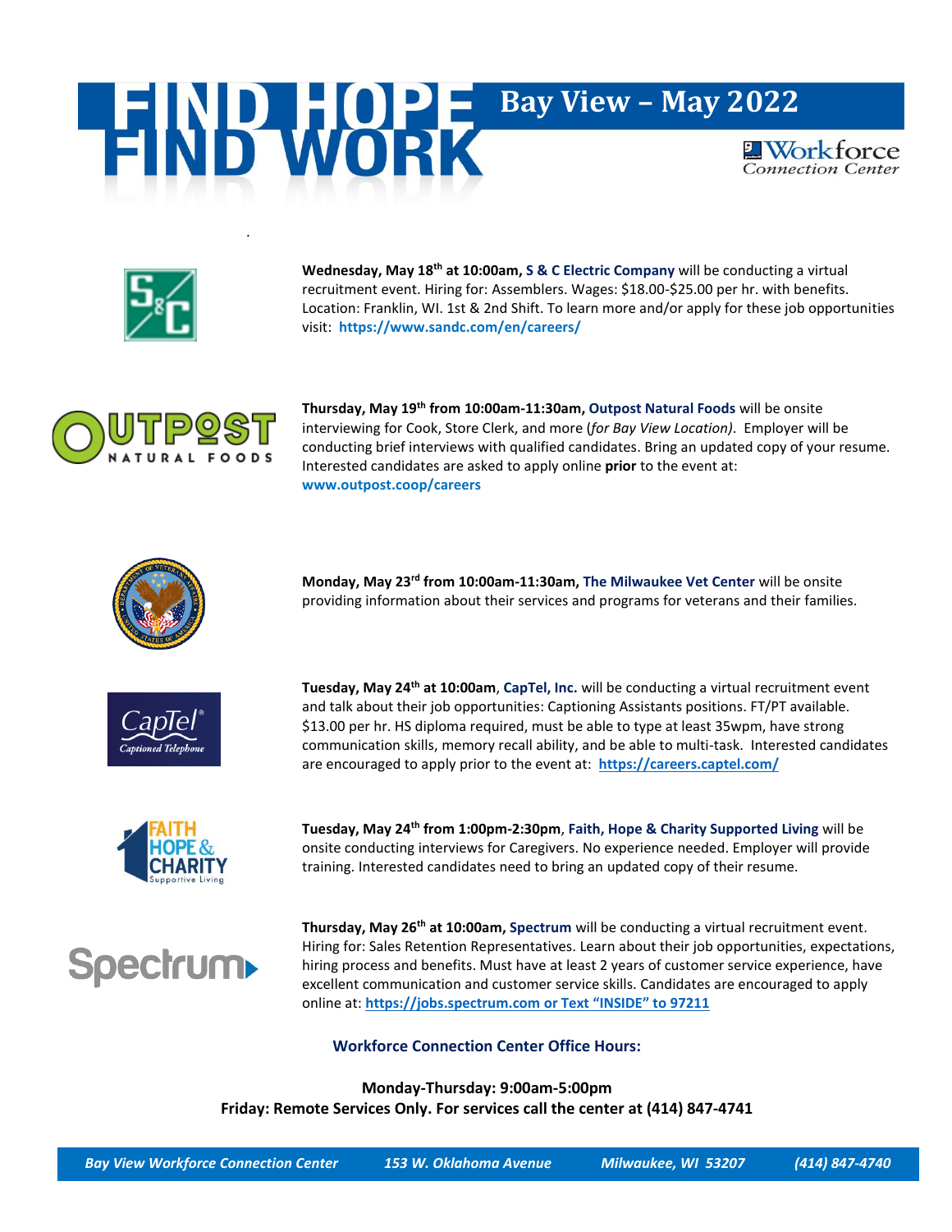# FIND HOPE FIND WORK

## Bay View – May 2022

Workforce Connection Center

**Wednesday, May 18th at 10:00am, S & C Electric Company** will be conducting a virtual recruitment event. Hiring for: Assemblers. Wages: $18.00-$25.00 per hr. with benefits. Location: Franklin, WI. 1st & 2nd Shift. To learn more and/or apply for these job opportunities visit: **https://www.sandc.com/en/careers/**

**Thursday, May 19th from 10:00am-11:30am, Outpost Natural Foods** will be onsite interviewing for Cook, Store Clerk, and more (*for Bay View Location)*. Employer will be conducting brief interviews with qualified candidates. Bring an updated copy of your resume. Interested candidates are asked to apply online **prior** to the event at: **www.outpost.coop/careers**

**Monday, May 23rd from 10:00am-11:30am, The Milwaukee Vet Center** will be onsite providing information about their services and programs for veterans and their families.

**Tuesday, May 24th at 10:00am**, **CapTel, Inc.** will be conducting a virtual recruitment event and talk about their job opportunities: Captioning Assistants positions. FT/PT available. $13.00 per hr. HS diploma required, must be able to type at least 35wpm, have strong communication skills, memory recall ability, and be able to multi-task. Interested candidates are encouraged to apply prior to the event at: **https://careers.captel.com/**

**Tuesday, May 24th from 1:00pm-2:30pm**, **Faith, Hope & Charity Supported Living** will be onsite conducting interviews for Caregivers. No experience needed. Employer will provide training. Interested candidates need to bring an updated copy of their resume.

**Thursday, May 26th at 10:00am, Spectrum** will be conducting a virtual recruitment event. Hiring for: Sales Retention Representatives. Learn about their job opportunities, expectations, hiring process and benefits. Must have at least 2 years of customer service experience, have excellent communication and customer service skills. Candidates are encouraged to apply online at: **https://jobs.spectrum.com or Text "INSIDE" to 97211**

**Workforce Connection Center Office Hours:**

**Monday-Thursday: 9:00am-5:00pm**
**Friday: Remote Services Only. For services call the center at (414) 847-4741**

*Bay View Workforce Connection Center* | *153 W. Oklahoma Avenue* | *Milwaukee, WI 53207* | *(414) 847-4740*